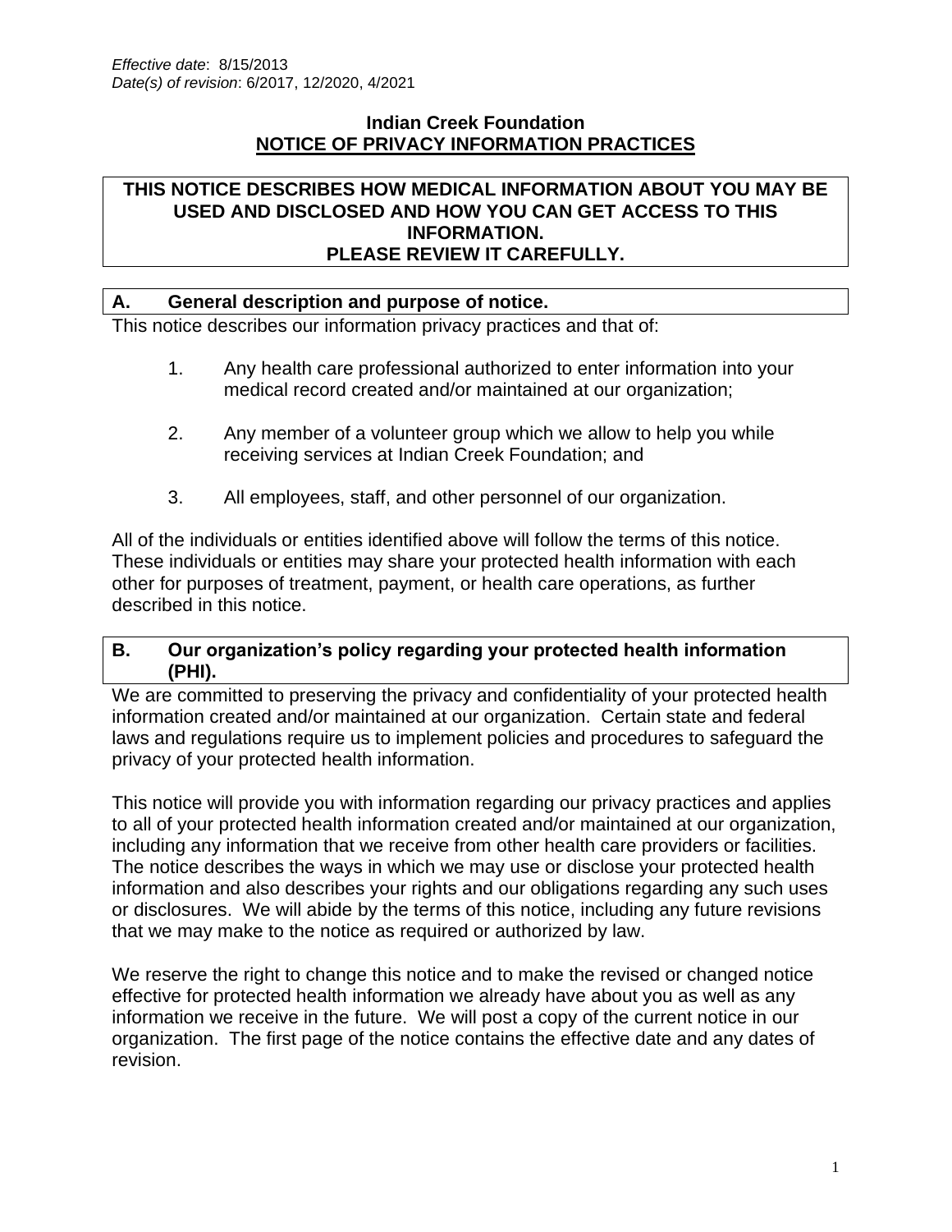*Effective date*: 8/15/2013
*Date(s) of revision*: 6/2017, 12/2020, 4/2021

# Indian Creek Foundation
## NOTICE OF PRIVACY INFORMATION PRACTICES

**THIS NOTICE DESCRIBES HOW MEDICAL INFORMATION ABOUT YOU MAY BE USED AND DISCLOSED AND HOW YOU CAN GET ACCESS TO THIS INFORMATION.**
**PLEASE REVIEW IT CAREFULLY.**

### A. General description and purpose of notice.

This notice describes our information privacy practices and that of:

1. Any health care professional authorized to enter information into your medical record created and/or maintained at our organization;
2. Any member of a volunteer group which we allow to help you while receiving services at Indian Creek Foundation; and
3. All employees, staff, and other personnel of our organization.

All of the individuals or entities identified above will follow the terms of this notice. These individuals or entities may share your protected health information with each other for purposes of treatment, payment, or health care operations, as further described in this notice.

### B. Our organization's policy regarding your protected health information (PHI).

We are committed to preserving the privacy and confidentiality of your protected health information created and/or maintained at our organization. Certain state and federal laws and regulations require us to implement policies and procedures to safeguard the privacy of your protected health information.

This notice will provide you with information regarding our privacy practices and applies to all of your protected health information created and/or maintained at our organization, including any information that we receive from other health care providers or facilities. The notice describes the ways in which we may use or disclose your protected health information and also describes your rights and our obligations regarding any such uses or disclosures. We will abide by the terms of this notice, including any future revisions that we may make to the notice as required or authorized by law.

We reserve the right to change this notice and to make the revised or changed notice effective for protected health information we already have about you as well as any information we receive in the future. We will post a copy of the current notice in our organization. The first page of the notice contains the effective date and any dates of revision.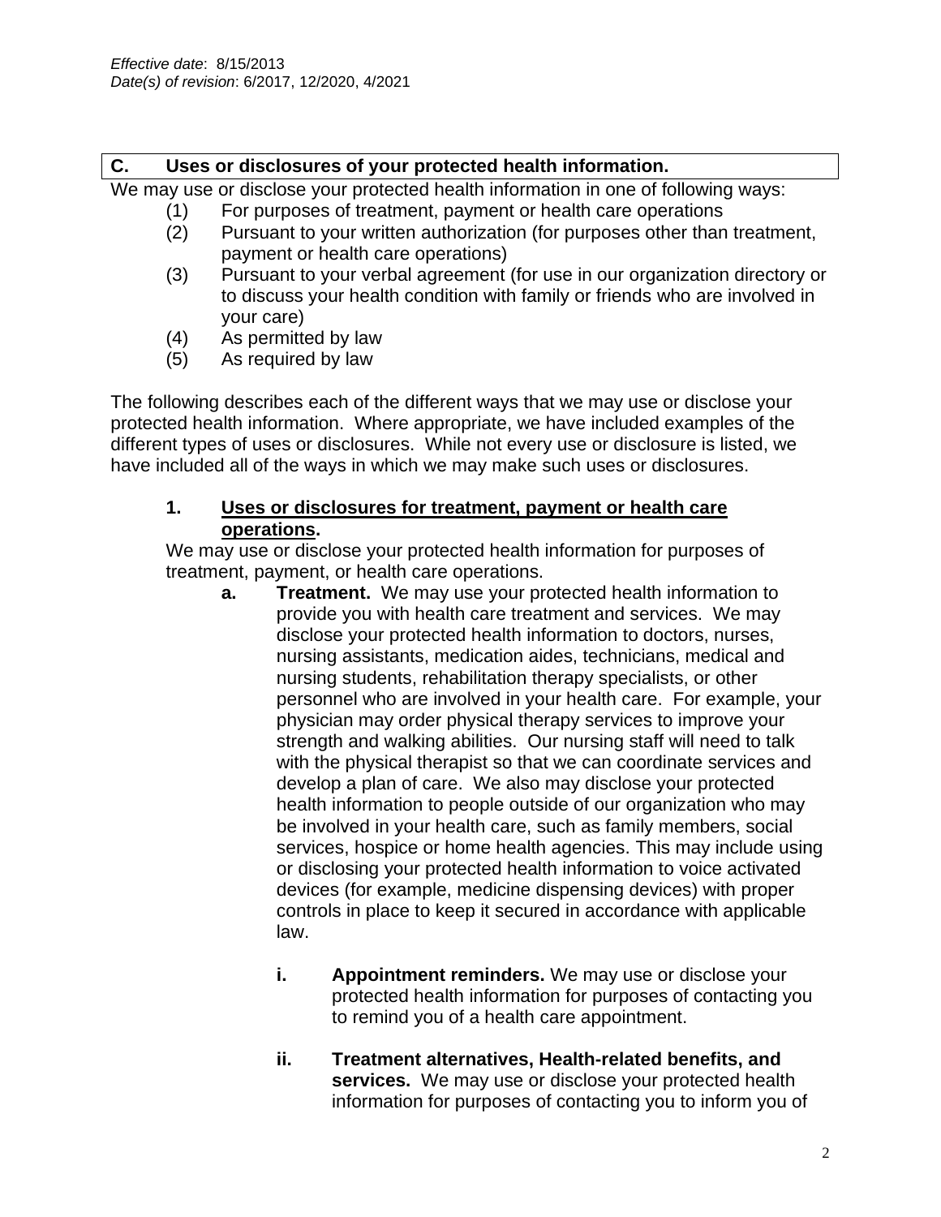*Effective date*: 8/15/2013
*Date(s) of revision*: 6/2017, 12/2020, 4/2021

## C. Uses or disclosures of your protected health information.

We may use or disclose your protected health information in one of following ways:

(1) For purposes of treatment, payment or health care operations
(2) Pursuant to your written authorization (for purposes other than treatment, payment or health care operations)
(3) Pursuant to your verbal agreement (for use in our organization directory or to discuss your health condition with family or friends who are involved in your care)
(4) As permitted by law
(5) As required by law

The following describes each of the different ways that we may use or disclose your protected health information. Where appropriate, we have included examples of the different types of uses or disclosures. While not every use or disclosure is listed, we have included all of the ways in which we may make such uses or disclosures.

### 1. Uses or disclosures for treatment, payment or health care operations.

We may use or disclose your protected health information for purposes of treatment, payment, or health care operations.

**a. Treatment.** We may use your protected health information to provide you with health care treatment and services. We may disclose your protected health information to doctors, nurses, nursing assistants, medication aides, technicians, medical and nursing students, rehabilitation therapy specialists, or other personnel who are involved in your health care. For example, your physician may order physical therapy services to improve your strength and walking abilities. Our nursing staff will need to talk with the physical therapist so that we can coordinate services and develop a plan of care. We also may disclose your protected health information to people outside of our organization who may be involved in your health care, such as family members, social services, hospice or home health agencies. This may include using or disclosing your protected health information to voice activated devices (for example, medicine dispensing devices) with proper controls in place to keep it secured in accordance with applicable law.

**i. Appointment reminders.** We may use or disclose your protected health information for purposes of contacting you to remind you of a health care appointment.

**ii. Treatment alternatives, Health-related benefits, and services.** We may use or disclose your protected health information for purposes of contacting you to inform you of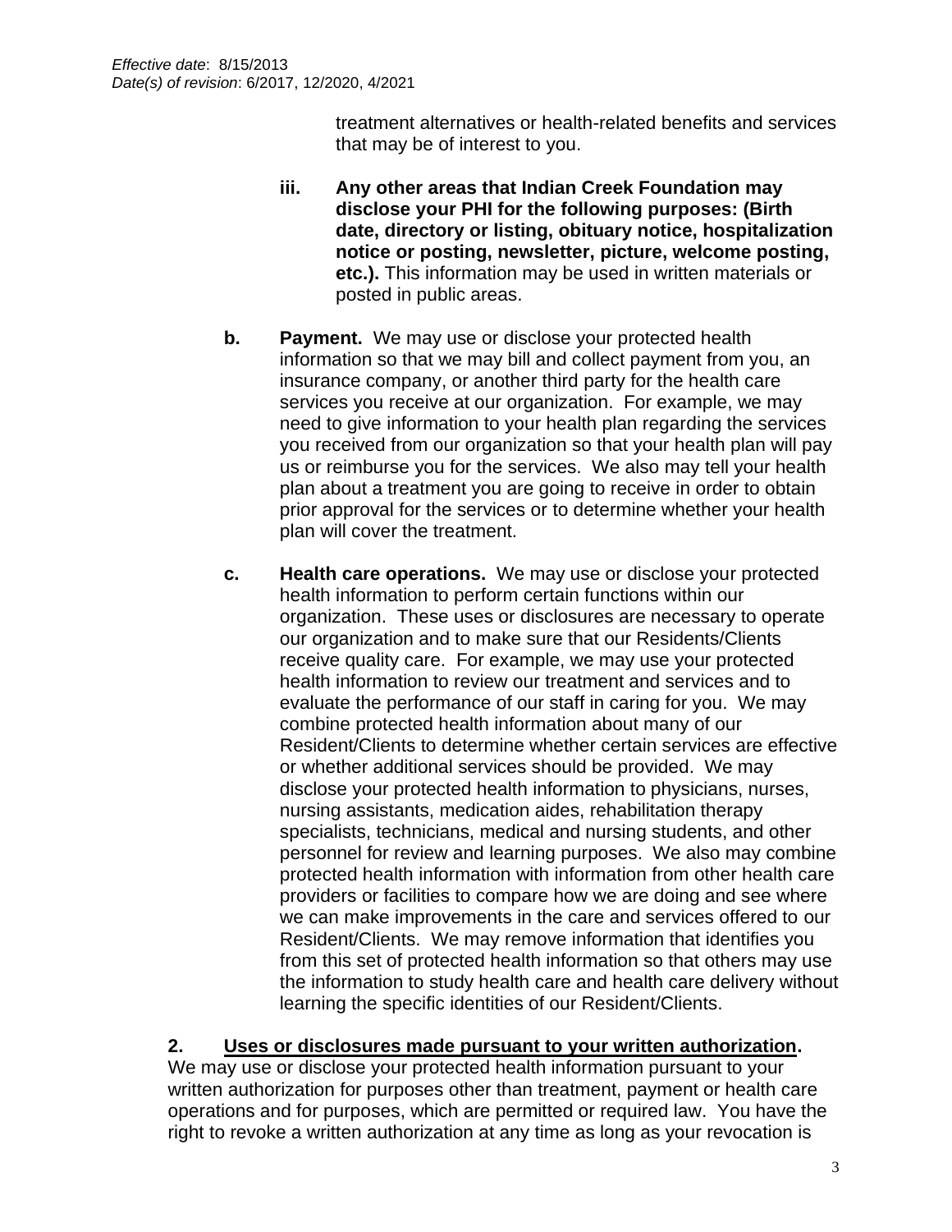treatment alternatives or health-related benefits and services that may be of interest to you.

iii. **Any other areas that Indian Creek Foundation may disclose your PHI for the following purposes: (Birth date, directory or listing, obituary notice, hospitalization notice or posting, newsletter, picture, welcome posting, etc.).** This information may be used in written materials or posted in public areas.

b. **Payment.** We may use or disclose your protected health information so that we may bill and collect payment from you, an insurance company, or another third party for the health care services you receive at our organization. For example, we may need to give information to your health plan regarding the services you received from our organization so that your health plan will pay us or reimburse you for the services. We also may tell your health plan about a treatment you are going to receive in order to obtain prior approval for the services or to determine whether your health plan will cover the treatment.

c. **Health care operations.** We may use or disclose your protected health information to perform certain functions within our organization. These uses or disclosures are necessary to operate our organization and to make sure that our Residents/Clients receive quality care. For example, we may use your protected health information to review our treatment and services and to evaluate the performance of our staff in caring for you. We may combine protected health information about many of our Resident/Clients to determine whether certain services are effective or whether additional services should be provided. We may disclose your protected health information to physicians, nurses, nursing assistants, medication aides, rehabilitation therapy specialists, technicians, medical and nursing students, and other personnel for review and learning purposes. We also may combine protected health information with information from other health care providers or facilities to compare how we are doing and see where we can make improvements in the care and services offered to our Resident/Clients. We may remove information that identifies you from this set of protected health information so that others may use the information to study health care and health care delivery without learning the specific identities of our Resident/Clients.

**2. <u>Uses or disclosures made pursuant to your written authorization</u>.**
We may use or disclose your protected health information pursuant to your written authorization for purposes other than treatment, payment or health care operations and for purposes, which are permitted or required law. You have the right to revoke a written authorization at any time as long as your revocation is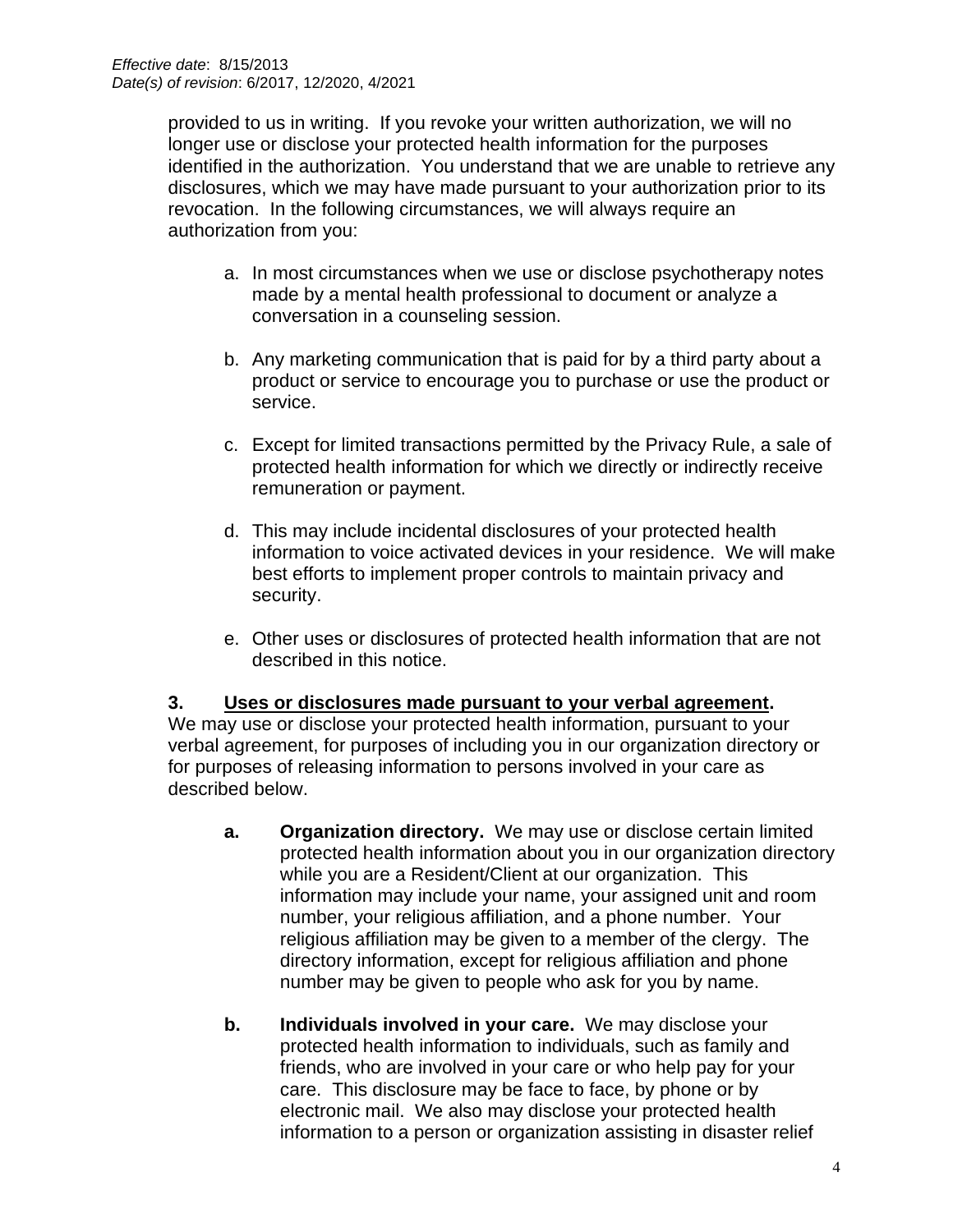*Effective date*: 8/15/2013
*Date(s) of revision*: 6/2017, 12/2020, 4/2021

provided to us in writing. If you revoke your written authorization, we will no longer use or disclose your protected health information for the purposes identified in the authorization. You understand that we are unable to retrieve any disclosures, which we may have made pursuant to your authorization prior to its revocation. In the following circumstances, we will always require an authorization from you:

a. In most circumstances when we use or disclose psychotherapy notes made by a mental health professional to document or analyze a conversation in a counseling session.

b. Any marketing communication that is paid for by a third party about a product or service to encourage you to purchase or use the product or service.

c. Except for limited transactions permitted by the Privacy Rule, a sale of protected health information for which we directly or indirectly receive remuneration or payment.

d. This may include incidental disclosures of your protected health information to voice activated devices in your residence. We will make best efforts to implement proper controls to maintain privacy and security.

e. Other uses or disclosures of protected health information that are not described in this notice.

**3. <u>Uses or disclosures made pursuant to your verbal agreement</u>.**
We may use or disclose your protected health information, pursuant to your verbal agreement, for purposes of including you in our organization directory or for purposes of releasing information to persons involved in your care as described below.

**a. Organization directory.** We may use or disclose certain limited protected health information about you in our organization directory while you are a Resident/Client at our organization. This information may include your name, your assigned unit and room number, your religious affiliation, and a phone number. Your religious affiliation may be given to a member of the clergy. The directory information, except for religious affiliation and phone number may be given to people who ask for you by name.

**b. Individuals involved in your care.** We may disclose your protected health information to individuals, such as family and friends, who are involved in your care or who help pay for your care. This disclosure may be face to face, by phone or by electronic mail. We also may disclose your protected health information to a person or organization assisting in disaster relief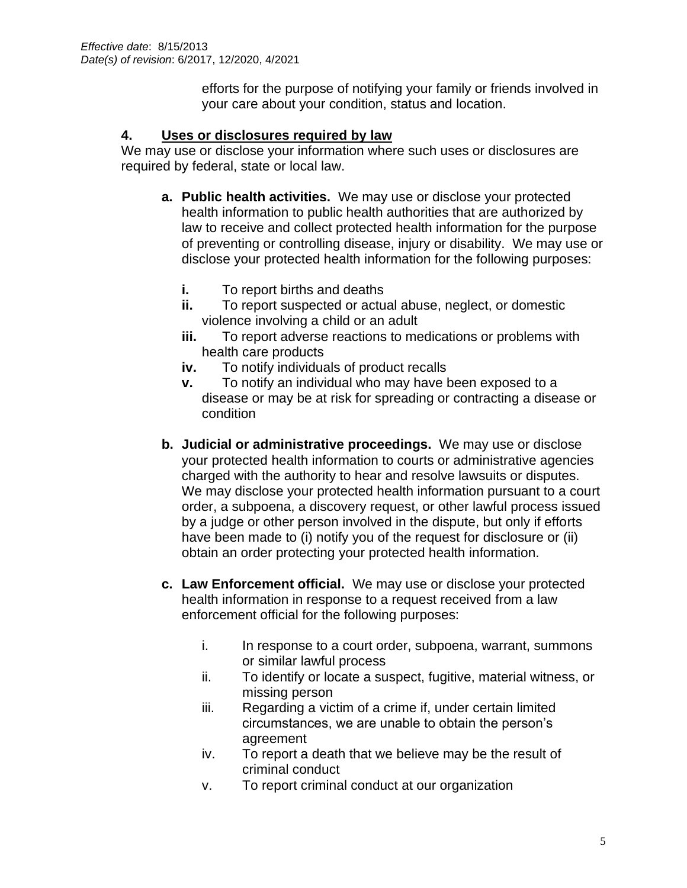efforts for the purpose of notifying your family or friends involved in your care about your condition, status and location.

### 4. Uses or disclosures required by law

We may use or disclose your information where such uses or disclosures are required by federal, state or local law.

**a. Public health activities.** We may use or disclose your protected health information to public health authorities that are authorized by law to receive and collect protected health information for the purpose of preventing or controlling disease, injury or disability. We may use or disclose your protected health information for the following purposes:

- **i.** To report births and deaths
- **ii.** To report suspected or actual abuse, neglect, or domestic violence involving a child or an adult
- **iii.** To report adverse reactions to medications or problems with health care products
- **iv.** To notify individuals of product recalls
- **v.** To notify an individual who may have been exposed to a disease or may be at risk for spreading or contracting a disease or condition

**b. Judicial or administrative proceedings.** We may use or disclose your protected health information to courts or administrative agencies charged with the authority to hear and resolve lawsuits or disputes. We may disclose your protected health information pursuant to a court order, a subpoena, a discovery request, or other lawful process issued by a judge or other person involved in the dispute, but only if efforts have been made to (i) notify you of the request for disclosure or (ii) obtain an order protecting your protected health information.

**c. Law Enforcement official.** We may use or disclose your protected health information in response to a request received from a law enforcement official for the following purposes:

- i. In response to a court order, subpoena, warrant, summons or similar lawful process
- ii. To identify or locate a suspect, fugitive, material witness, or missing person
- iii. Regarding a victim of a crime if, under certain limited circumstances, we are unable to obtain the person's agreement
- iv. To report a death that we believe may be the result of criminal conduct
- v. To report criminal conduct at our organization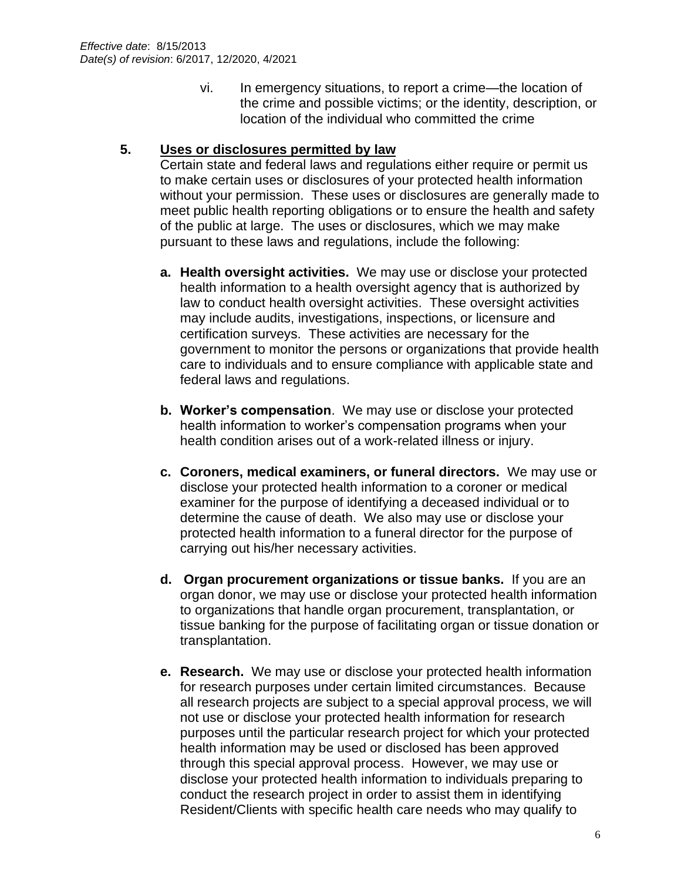*Effective date*: 8/15/2013
*Date(s) of revision*: 6/2017, 12/2020, 4/2021

vi. In emergency situations, to report a crime—the location of the crime and possible victims; or the identity, description, or location of the individual who committed the crime

**5. Uses or disclosures permitted by law**

Certain state and federal laws and regulations either require or permit us to make certain uses or disclosures of your protected health information without your permission. These uses or disclosures are generally made to meet public health reporting obligations or to ensure the health and safety of the public at large. The uses or disclosures, which we may make pursuant to these laws and regulations, include the following:

a. **Health oversight activities.** We may use or disclose your protected health information to a health oversight agency that is authorized by law to conduct health oversight activities. These oversight activities may include audits, investigations, inspections, or licensure and certification surveys. These activities are necessary for the government to monitor the persons or organizations that provide health care to individuals and to ensure compliance with applicable state and federal laws and regulations.

b. **Worker's compensation**. We may use or disclose your protected health information to worker's compensation programs when your health condition arises out of a work-related illness or injury.

c. **Coroners, medical examiners, or funeral directors.** We may use or disclose your protected health information to a coroner or medical examiner for the purpose of identifying a deceased individual or to determine the cause of death. We also may use or disclose your protected health information to a funeral director for the purpose of carrying out his/her necessary activities.

d. **Organ procurement organizations or tissue banks.** If you are an organ donor, we may use or disclose your protected health information to organizations that handle organ procurement, transplantation, or tissue banking for the purpose of facilitating organ or tissue donation or transplantation.

e. **Research.** We may use or disclose your protected health information for research purposes under certain limited circumstances. Because all research projects are subject to a special approval process, we will not use or disclose your protected health information for research purposes until the particular research project for which your protected health information may be used or disclosed has been approved through this special approval process. However, we may use or disclose your protected health information to individuals preparing to conduct the research project in order to assist them in identifying Resident/Clients with specific health care needs who may qualify to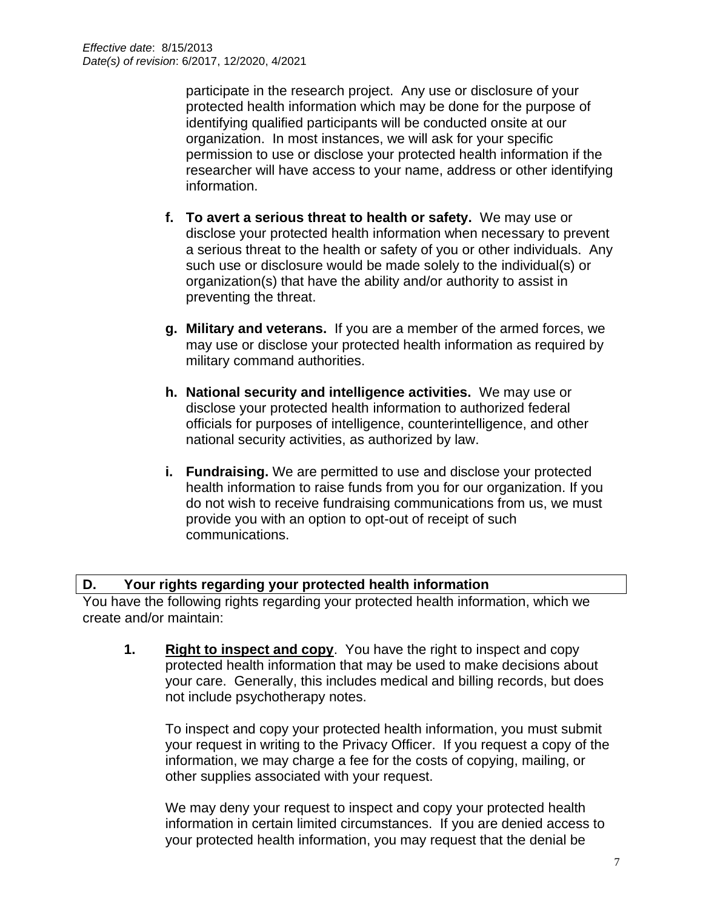participate in the research project. Any use or disclosure of your protected health information which may be done for the purpose of identifying qualified participants will be conducted onsite at our organization. In most instances, we will ask for your specific permission to use or disclose your protected health information if the researcher will have access to your name, address or other identifying information.

**f. To avert a serious threat to health or safety.** We may use or disclose your protected health information when necessary to prevent a serious threat to the health or safety of you or other individuals. Any such use or disclosure would be made solely to the individual(s) or organization(s) that have the ability and/or authority to assist in preventing the threat.

**g. Military and veterans.** If you are a member of the armed forces, we may use or disclose your protected health information as required by military command authorities.

**h. National security and intelligence activities.** We may use or disclose your protected health information to authorized federal officials for purposes of intelligence, counterintelligence, and other national security activities, as authorized by law.

**i. Fundraising.** We are permitted to use and disclose your protected health information to raise funds from you for our organization. If you do not wish to receive fundraising communications from us, we must provide you with an option to opt-out of receipt of such communications.

## D. Your rights regarding your protected health information

You have the following rights regarding your protected health information, which we create and/or maintain:

**1. <u>Right to inspect and copy</u>**. You have the right to inspect and copy protected health information that may be used to make decisions about your care. Generally, this includes medical and billing records, but does not include psychotherapy notes.

To inspect and copy your protected health information, you must submit your request in writing to the Privacy Officer. If you request a copy of the information, we may charge a fee for the costs of copying, mailing, or other supplies associated with your request.

We may deny your request to inspect and copy your protected health information in certain limited circumstances. If you are denied access to your protected health information, you may request that the denial be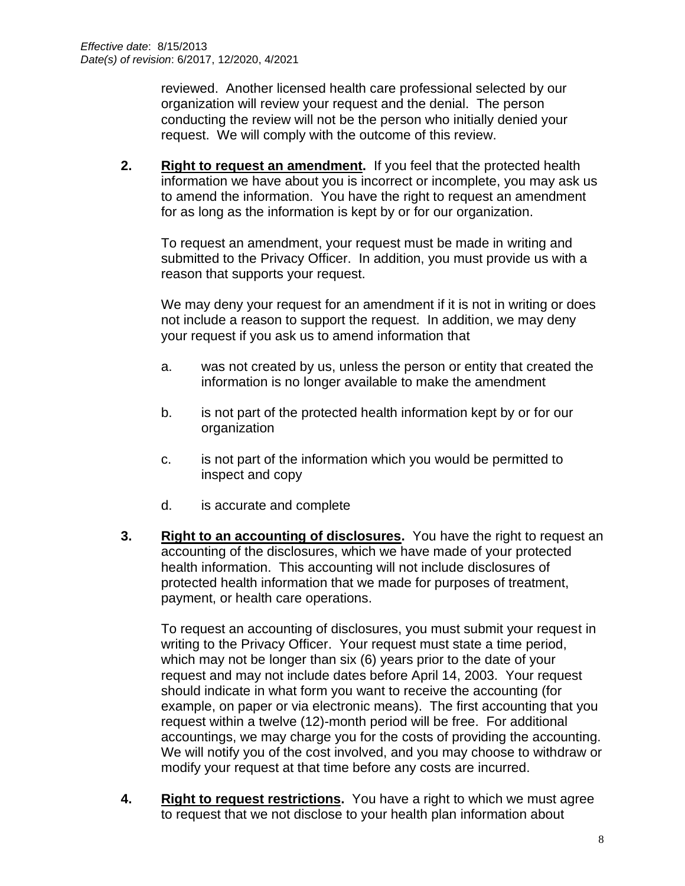reviewed. Another licensed health care professional selected by our organization will review your request and the denial. The person conducting the review will not be the person who initially denied your request. We will comply with the outcome of this review.

2. **Right to request an amendment.** If you feel that the protected health information we have about you is incorrect or incomplete, you may ask us to amend the information. You have the right to request an amendment for as long as the information is kept by or for our organization.

   To request an amendment, your request must be made in writing and submitted to the Privacy Officer. In addition, you must provide us with a reason that supports your request.

   We may deny your request for an amendment if it is not in writing or does not include a reason to support the request. In addition, we may deny your request if you ask us to amend information that

   a. was not created by us, unless the person or entity that created the information is no longer available to make the amendment

   b. is not part of the protected health information kept by or for our organization

   c. is not part of the information which you would be permitted to inspect and copy

   d. is accurate and complete

3. **Right to an accounting of disclosures.** You have the right to request an accounting of the disclosures, which we have made of your protected health information. This accounting will not include disclosures of protected health information that we made for purposes of treatment, payment, or health care operations.

   To request an accounting of disclosures, you must submit your request in writing to the Privacy Officer. Your request must state a time period, which may not be longer than six (6) years prior to the date of your request and may not include dates before April 14, 2003. Your request should indicate in what form you want to receive the accounting (for example, on paper or via electronic means). The first accounting that you request within a twelve (12)-month period will be free. For additional accountings, we may charge you for the costs of providing the accounting. We will notify you of the cost involved, and you may choose to withdraw or modify your request at that time before any costs are incurred.

4. **Right to request restrictions.** You have a right to which we must agree to request that we not disclose to your health plan information about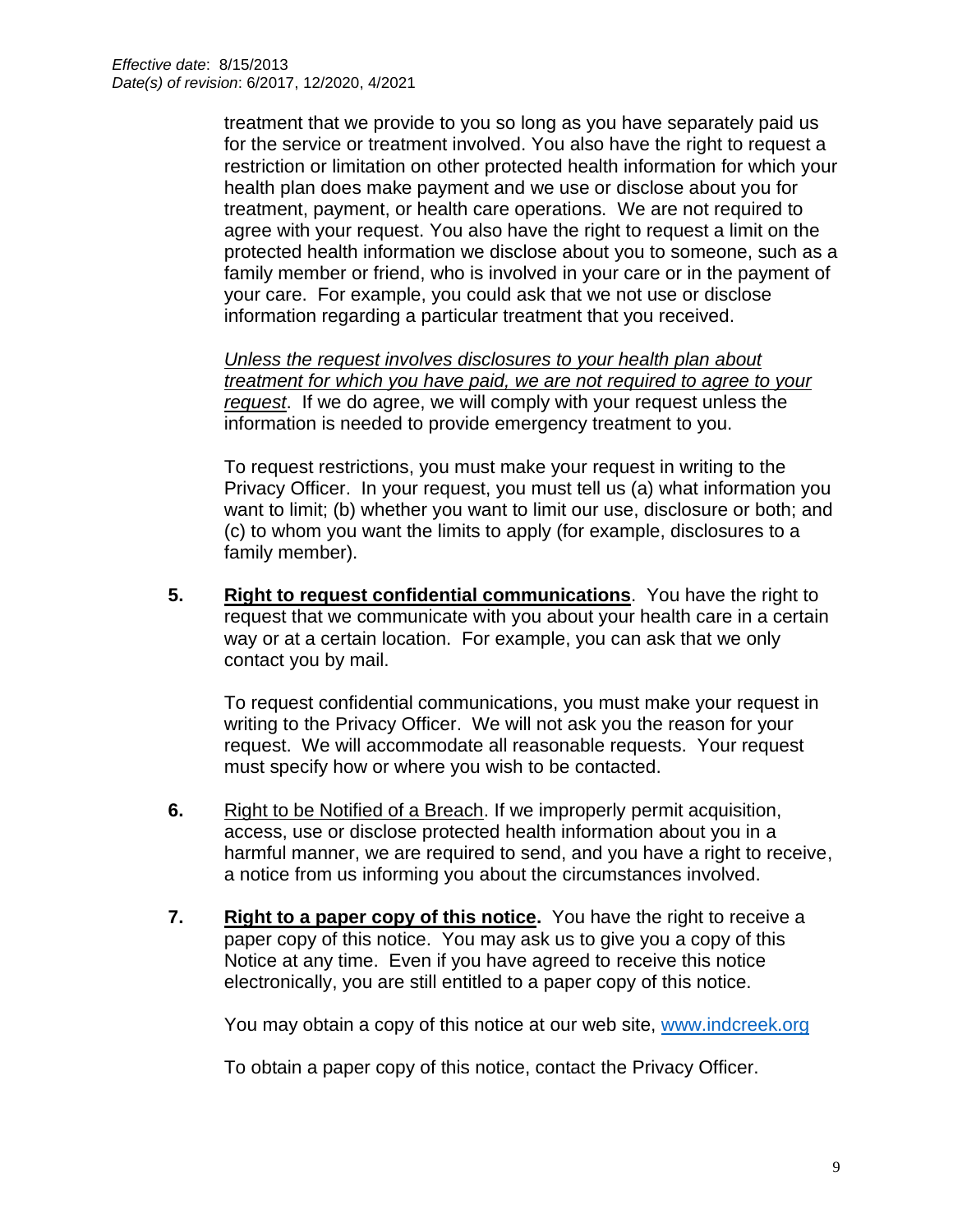*Effective date*: 8/15/2013
*Date(s) of revision*: 6/2017, 12/2020, 4/2021

treatment that we provide to you so long as you have separately paid us for the service or treatment involved. You also have the right to request a restriction or limitation on other protected health information for which your health plan does make payment and we use or disclose about you for treatment, payment, or health care operations. We are not required to agree with your request. You also have the right to request a limit on the protected health information we disclose about you to someone, such as a family member or friend, who is involved in your care or in the payment of your care. For example, you could ask that we not use or disclose information regarding a particular treatment that you received.

*Unless the request involves disclosures to your health plan about treatment for which you have paid, we are not required to agree to your request*. If we do agree, we will comply with your request unless the information is needed to provide emergency treatment to you.

To request restrictions, you must make your request in writing to the Privacy Officer. In your request, you must tell us (a) what information you want to limit; (b) whether you want to limit our use, disclosure or both; and (c) to whom you want the limits to apply (for example, disclosures to a family member).

**5.** **Right to request confidential communications**. You have the right to request that we communicate with you about your health care in a certain way or at a certain location. For example, you can ask that we only contact you by mail.

To request confidential communications, you must make your request in writing to the Privacy Officer. We will not ask you the reason for your request. We will accommodate all reasonable requests. Your request must specify how or where you wish to be contacted.

**6.** Right to be Notified of a Breach. If we improperly permit acquisition, access, use or disclose protected health information about you in a harmful manner, we are required to send, and you have a right to receive, a notice from us informing you about the circumstances involved.

**7.** **Right to a paper copy of this notice.** You have the right to receive a paper copy of this notice. You may ask us to give you a copy of this Notice at any time. Even if you have agreed to receive this notice electronically, you are still entitled to a paper copy of this notice.

You may obtain a copy of this notice at our web site, [www.indcreek.org](http://www.indcreek.org)

To obtain a paper copy of this notice, contact the Privacy Officer.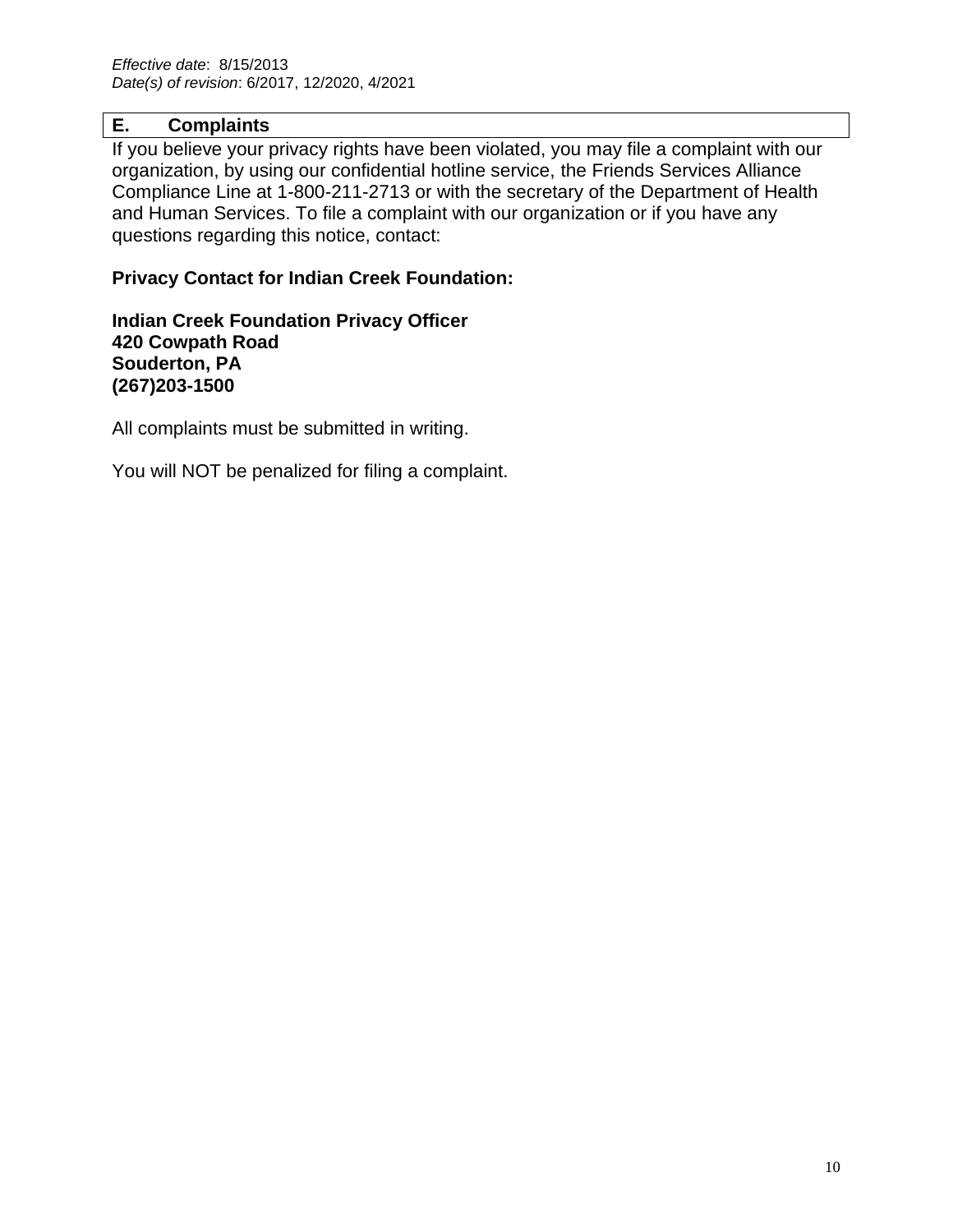*Effective date*: 8/15/2013
*Date(s) of revision*: 6/2017, 12/2020, 4/2021

## E. Complaints

If you believe your privacy rights have been violated, you may file a complaint with our organization, by using our confidential hotline service, the Friends Services Alliance Compliance Line at 1-800-211-2713 or with the secretary of the Department of Health and Human Services. To file a complaint with our organization or if you have any questions regarding this notice, contact:

**Privacy Contact for Indian Creek Foundation:**

**Indian Creek Foundation Privacy Officer**
**420 Cowpath Road**
**Souderton, PA**
**(267)203-1500**

All complaints must be submitted in writing.

You will NOT be penalized for filing a complaint.